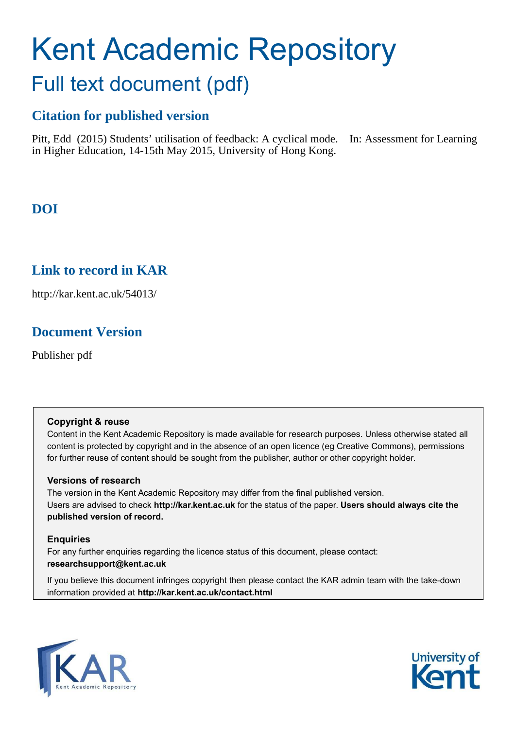# Kent Academic Repository

## Full text document (pdf)

### Citation for published version

Pitt, Edd (2015) Students' utilisation of feedback: A cyclical mode. In: Assessment for Learning in Higher Education, 14-15th May 2015, University of Hong Kong.

### DOI

### Link to record in KAR

http://kar.kent.ac.uk/54013/

### Document Version

Publisher pdf

**Copyright & reuse**

Content in the Kent Academic Repository is made available for research purposes. Unless otherwise stated all content is protected by copyright and in the absence of an open licence (eg Creative Commons), permissions for further reuse of content should be sought from the publisher, author or other copyright holder.

**Versions of research**

The version in the Kent Academic Repository may differ from the final published version.
Users are advised to check **http://kar.kent.ac.uk** for the status of the paper. **Users should always cite the published version of record.**

**Enquiries**

For any further enquiries regarding the licence status of this document, please contact:
**researchsupport@kent.ac.uk**

If you believe this document infringes copyright then please contact the KAR admin team with the take-down information provided at **http://kar.kent.ac.uk/contact.html**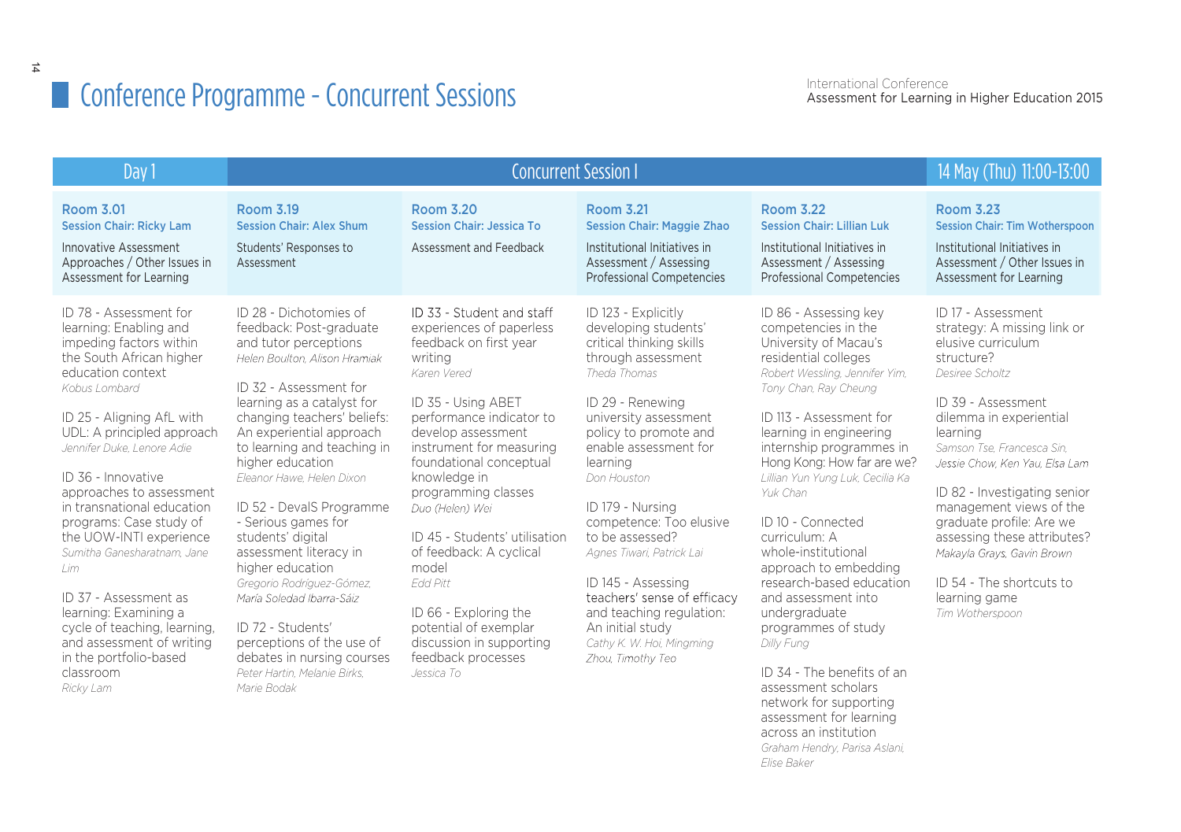# Conference Programme - Concurrent Sessions

| Day 1 | Concurrent Session I | | | | 14 May (Thu) 11:00-13:00 |
|---|---|---|---|---|---|
| **Room 3.01**<br>**Session Chair: Ricky Lam**<br>Innovative Assessment Approaches / Other Issues in Assessment for Learning | **Room 3.19**<br>**Session Chair: Alex Shum**<br>Students' Responses to Assessment | **Room 3.20**<br>**Session Chair: Jessica To**<br>Assessment and Feedback | **Room 3.21**<br>**Session Chair: Maggie Zhao**<br>Institutional Initiatives in Assessment / Assessing Professional Competencies | **Room 3.22**<br>**Session Chair: Lillian Luk**<br>Institutional Initiatives in Assessment / Assessing Professional Competencies | **Room 3.23**<br>**Session Chair: Tim Wotherspoon**<br>Institutional Initiatives in Assessment / Other Issues in Assessment for Learning |
| ID 78 - Assessment for learning: Enabling and impeding factors within the South African higher education context<br>*Kobus Lombard*<br><br>ID 25 - Aligning AfL with UDL: A principled approach<br>*Jennifer Duke, Lenore Adie*<br><br>ID 36 - Innovative approaches to assessment in transnational education programs: Case study of the UOW-INTI experience<br>*Sumitha Ganesharatnam, Jane Lim*<br><br>ID 37 - Assessment as learning: Examining a cycle of teaching, learning, and assessment of writing in the portfolio-based classroom<br>*Ricky Lam* | ID 28 - Dichotomies of feedback: Post-graduate and tutor perceptions<br>*Helen Boulton, Alison Hramiak*<br><br>ID 32 - Assessment for learning as a catalyst for changing teachers' beliefs: An experiential approach to learning and teaching in higher education<br>*Eleanor Hawe, Helen Dixon*<br><br>ID 52 - DevalS Programme - Serious games for students' digital assessment literacy in higher education<br>*Gregorio Rodríguez-Gómez, María Soledad Ibarra-Sáiz*<br><br>ID 72 - Students' perceptions of the use of debates in nursing courses<br>*Peter Hartin, Melanie Birks, Marie Bodak* | ID 33 - Student and staff experiences of paperless feedback on first year writing<br>*Karen Vered*<br><br>ID 35 - Using ABET performance indicator to develop assessment instrument for measuring foundational conceptual knowledge in programming classes<br>*Duo (Helen) Wei*<br><br>ID 45 - Students' utilisation of feedback: A cyclical model<br>*Edd Pitt*<br><br>ID 66 - Exploring the potential of exemplar discussion in supporting feedback processes<br>*Jessica To* | ID 123 - Explicitly developing students' critical thinking skills through assessment<br>*Theda Thomas*<br><br>ID 29 - Renewing university assessment policy to promote and enable assessment for learning<br>*Don Houston*<br><br>ID 179 - Nursing competence: Too elusive to be assessed?<br>*Agnes Tiwari, Patrick Lai*<br><br>ID 145 - Assessing teachers' sense of efficacy and teaching regulation: An initial study<br>*Cathy K. W. Hoi, Mingming Zhou, Timothy Teo* | ID 86 - Assessing key competencies in the University of Macau's residential colleges<br>*Robert Wessling, Jennifer Yim, Tony Chan, Ray Cheung*<br><br>ID 113 - Assessment for learning in engineering internship programmes in Hong Kong: How far are we?<br>*Lillian Yun Yung Luk, Cecilia Ka Yuk Chan*<br><br>ID 10 - Connected curriculum: A whole-institutional approach to embedding research-based education and assessment into undergraduate programmes of study<br>*Dilly Fung*<br><br>ID 34 - The benefits of an assessment scholars network for supporting assessment for learning across an institution<br>*Graham Hendry, Parisa Aslani, Elise Baker* | ID 17 - Assessment strategy: A missing link or elusive curriculum structure?<br>*Desiree Scholtz*<br><br>ID 39 - Assessment dilemma in experiential learning<br>*Samson Tse, Francesca Sin, Jessie Chow, Ken Yau, Elsa Lam*<br><br>ID 82 - Investigating senior management views of the graduate profile: Are we assessing these attributes?<br>*Makayla Grays, Gavin Brown*<br><br>ID 54 - The shortcuts to learning game<br>*Tim Wotherspoon* |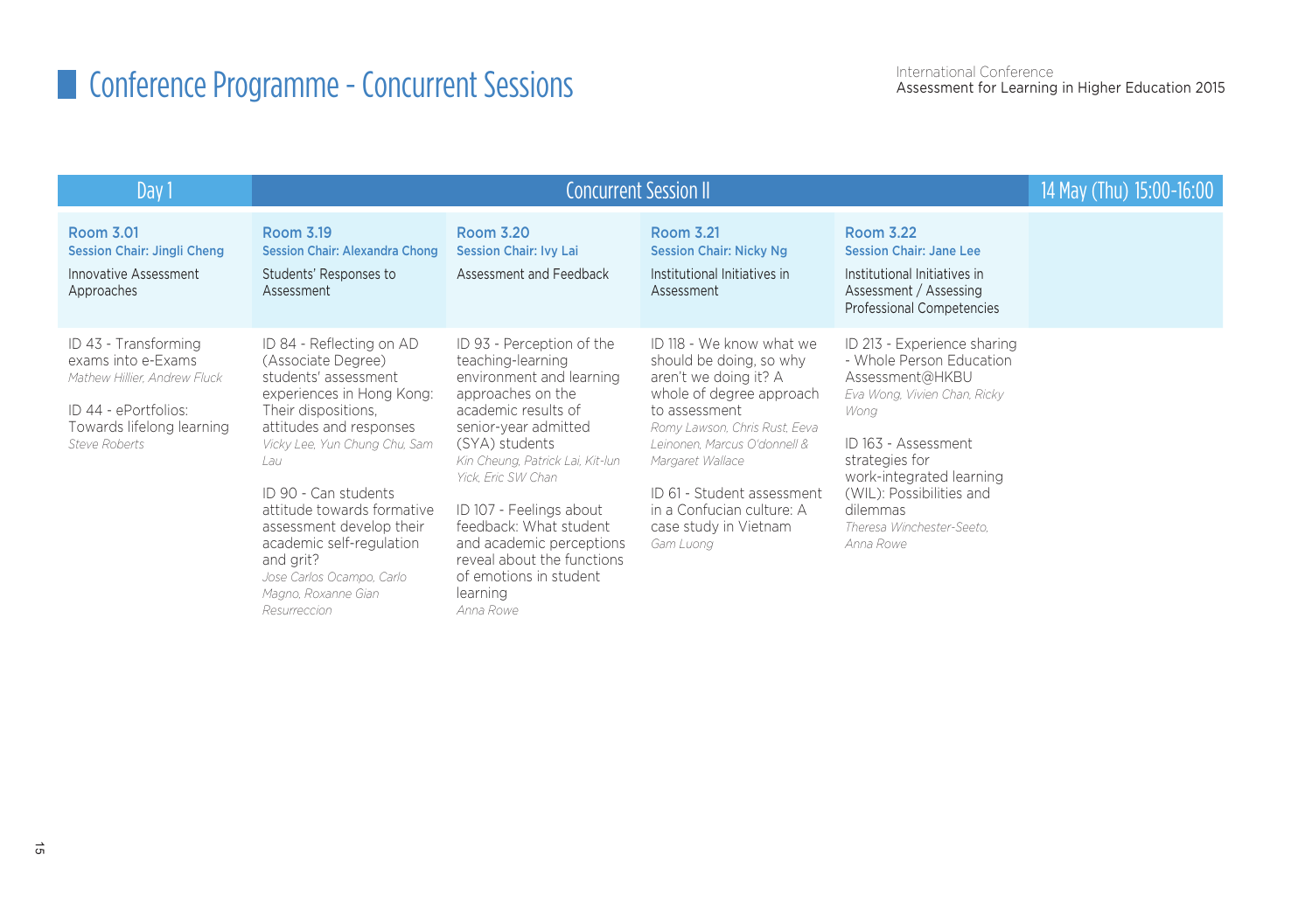# Conference Programme - Concurrent Sessions

| Day 1 | Concurrent Session II | | | | 14 May (Thu) 15:00-16:00 |
|---|---|---|---|---|---|
| **Room 3.01**<br>**Session Chair: Jingli Cheng**<br>Innovative Assessment Approaches | **Room 3.19**<br>**Session Chair: Alexandra Chong**<br>Students' Responses to Assessment | **Room 3.20**<br>**Session Chair: Ivy Lai**<br>Assessment and Feedback | **Room 3.21**<br>**Session Chair: Nicky Ng**<br>Institutional Initiatives in Assessment | **Room 3.22**<br>**Session Chair: Jane Lee**<br>Institutional Initiatives in Assessment / Assessing Professional Competencies | |
| ID 43 - Transforming exams into e-Exams<br>*Mathew Hillier, Andrew Fluck*<br><br>ID 44 - ePortfolios: Towards lifelong learning<br>*Steve Roberts* | ID 84 - Reflecting on AD (Associate Degree) students' assessment experiences in Hong Kong: Their dispositions, attitudes and responses<br>*Vicky Lee, Yun Chung Chu, Sam Lau*<br><br>ID 90 - Can students attitude towards formative assessment develop their academic self-regulation and grit?<br>*Jose Carlos Ocampo, Carlo Magno, Roxanne Gian Resurreccion* | ID 93 - Perception of the teaching-learning environment and learning approaches on the academic results of senior-year admitted (SYA) students<br>*Kin Cheung, Patrick Lai, Kit-lun Yick, Eric SW Chan*<br><br>ID 107 - Feelings about feedback: What student and academic perceptions reveal about the functions of emotions in student learning<br>*Anna Rowe* | ID 118 - We know what we should be doing, so why aren't we doing it? A whole of degree approach to assessment<br>*Romy Lawson, Chris Rust, Eeva Leinonen, Marcus O'donnell & Margaret Wallace*<br><br>ID 61 - Student assessment in a Confucian culture: A case study in Vietnam<br>*Gam Luong* | ID 213 - Experience sharing - Whole Person Education Assessment@HKBU<br>*Eva Wong, Vivien Chan, Ricky Wong*<br><br>ID 163 - Assessment strategies for work-integrated learning (WIL): Possibilities and dilemmas<br>*Theresa Winchester-Seeto, Anna Rowe* | |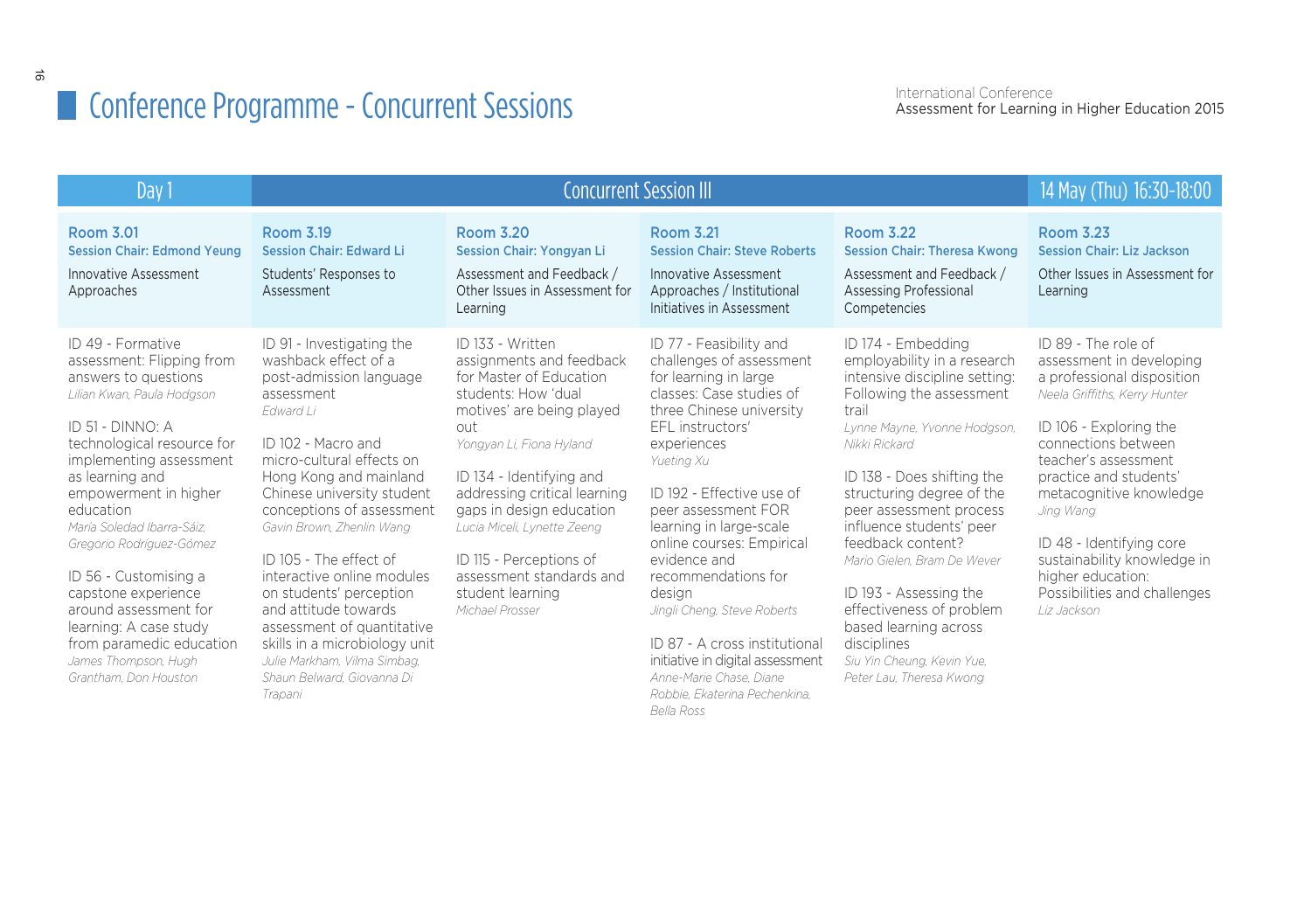# Conference Programme - Concurrent Sessions

| Day 1 | Concurrent Session III | | | | 14 May (Thu) 16:30-18:00 |
|---|---|---|---|---|---|
| **Room 3.01**<br>**Session Chair: Edmond Yeung**<br>Innovative Assessment Approaches | **Room 3.19**<br>**Session Chair: Edward Li**<br>Students' Responses to Assessment | **Room 3.20**<br>**Session Chair: Yongyan Li**<br>Assessment and Feedback / Other Issues in Assessment for Learning | **Room 3.21**<br>**Session Chair: Steve Roberts**<br>Innovative Assessment Approaches / Institutional Initiatives in Assessment | **Room 3.22**<br>**Session Chair: Theresa Kwong**<br>Assessment and Feedback / Assessing Professional Competencies | **Room 3.23**<br>**Session Chair: Liz Jackson**<br>Other Issues in Assessment for Learning |
| ID 49 - Formative assessment: Flipping from answers to questions<br>*Lilian Kwan, Paula Hodgson* | ID 91 - Investigating the washback effect of a post-admission language assessment<br>*Edward Li* | ID 133 - Written assignments and feedback for Master of Education students: How 'dual motives' are being played out<br>*Yongyan Li, Fiona Hyland* | ID 77 - Feasibility and challenges of assessment for learning in large classes: Case studies of three Chinese university EFL instructors' experiences<br>*Yueting Xu* | ID 174 - Embedding employability in a research intensive discipline setting: Following the assessment trail<br>*Lynne Mayne, Yvonne Hodgson, Nikki Rickard* | ID 89 - The role of assessment in developing a professional disposition<br>*Neela Griffiths, Kerry Hunter* |
| ID 51 - DINNO: A technological resource for implementing assessment as learning and empowerment in higher education<br>*María Soledad Ibarra-Sáiz, Gregorio Rodríguez-Gómez* | ID 102 - Macro and micro-cultural effects on Hong Kong and mainland Chinese university student conceptions of assessment<br>*Gavin Brown, Zhenlin Wang* | ID 134 - Identifying and addressing critical learning gaps in design education<br>*Lucia Miceli, Lynette Zeeng* | ID 192 - Effective use of peer assessment FOR learning in large-scale online courses: Empirical evidence and recommendations for design<br>*Jingli Cheng, Steve Roberts* | ID 138 - Does shifting the structuring degree of the peer assessment process influence students' peer feedback content?<br>*Mario Gielen, Bram De Wever* | ID 106 - Exploring the connections between teacher's assessment practice and students' metacognitive knowledge<br>*Jing Wang* |
| ID 56 - Customising a capstone experience around assessment for learning: A case study from paramedic education<br>*James Thompson, Hugh Grantham, Don Houston* | ID 105 - The effect of interactive online modules on students' perception and attitude towards assessment of quantitative skills in a microbiology unit<br>*Julie Markham, Vilma Simbag, Shaun Belward, Giovanna Di Trapani* | ID 115 - Perceptions of assessment standards and student learning<br>*Michael Prosser* | ID 87 - A cross institutional initiative in digital assessment<br>*Anne-Marie Chase, Diane Robbie, Ekaterina Pechenkina, Bella Ross* | ID 193 - Assessing the effectiveness of problem based learning across disciplines<br>*Siu Yin Cheung, Kevin Yue, Peter Lau, Theresa Kwong* | ID 48 - Identifying core sustainability knowledge in higher education: Possibilities and challenges<br>*Liz Jackson* |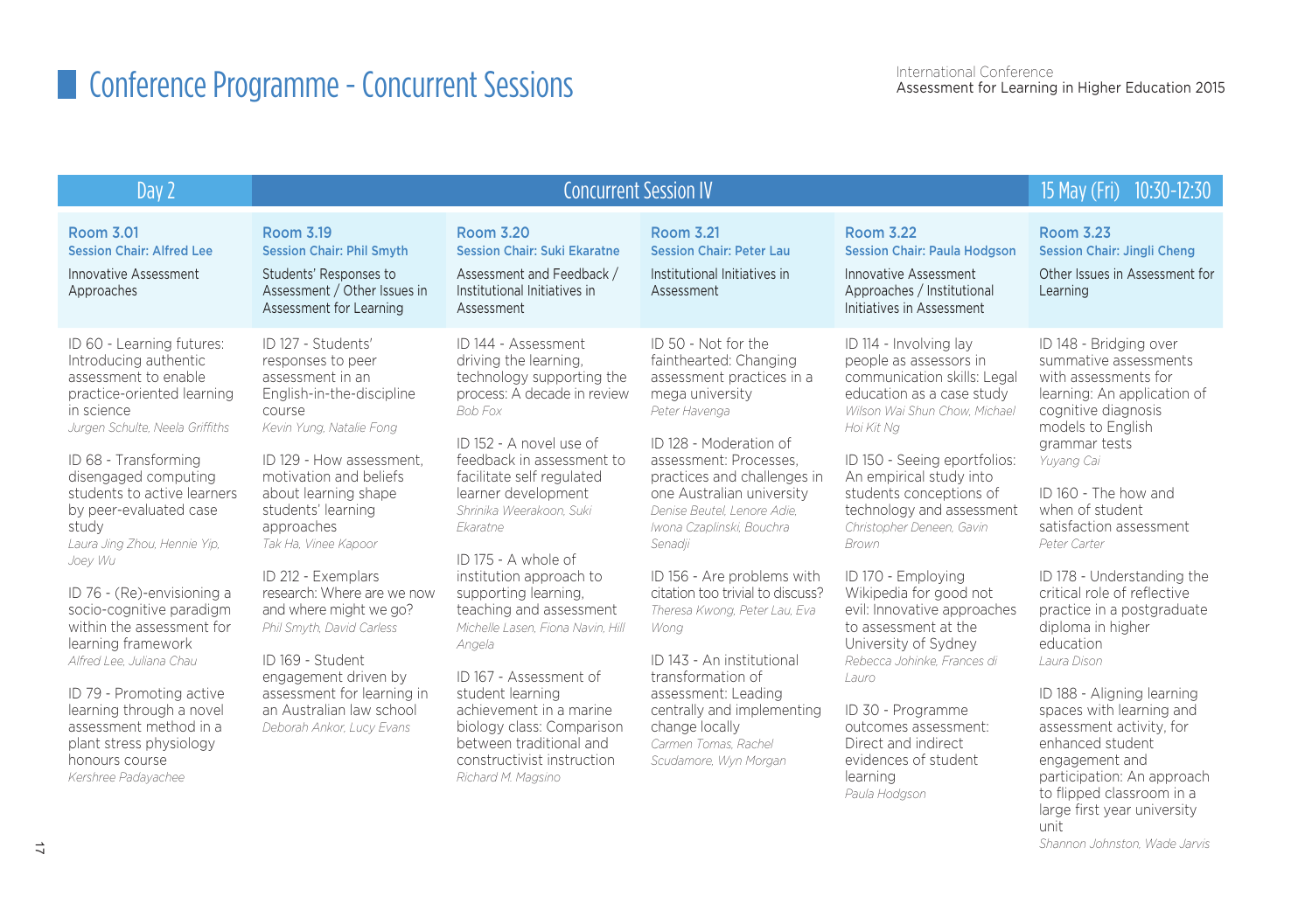# Conference Programme - Concurrent Sessions

International Conference
Assessment for Learning in Higher Education 2015

## Day 2 — Concurrent Session IV — 15 May (Fri) 10:30-12:30

### Room 3.01
**Session Chair: Alfred Lee**

Innovative Assessment Approaches

ID 60 - Learning futures: Introducing authentic assessment to enable practice-oriented learning in science
*Jurgen Schulte, Neela Griffiths*

ID 68 - Transforming disengaged computing students to active learners by peer-evaluated case study
*Laura Jing Zhou, Hennie Yip, Joey Wu*

ID 76 - (Re)-envisioning a socio-cognitive paradigm within the assessment for learning framework
*Alfred Lee, Juliana Chau*

ID 79 - Promoting active learning through a novel assessment method in a plant stress physiology honours course
*Kershree Padayachee*

### Room 3.19
**Session Chair: Phil Smyth**

Students' Responses to Assessment / Other Issues in Assessment for Learning

ID 127 - Students' responses to peer assessment in an English-in-the-discipline course
*Kevin Yung, Natalie Fong*

ID 129 - How assessment, motivation and beliefs about learning shape students' learning approaches
*Tak Ha, Vinee Kapoor*

ID 212 - Exemplars research: Where are we now and where might we go?
*Phil Smyth, David Carless*

ID 169 - Student engagement driven by assessment for learning in an Australian law school
*Deborah Ankor, Lucy Evans*

### Room 3.20
**Session Chair: Suki Ekaratne**

Assessment and Feedback / Institutional Initiatives in Assessment

ID 144 - Assessment driving the learning, technology supporting the process: A decade in review
*Bob Fox*

ID 152 - A novel use of feedback in assessment to facilitate self regulated learner development
*Shrinika Weerakoon, Suki Ekaratne*

ID 175 - A whole of institution approach to supporting learning, teaching and assessment
*Michelle Lasen, Fiona Navin, Hill Angela*

ID 167 - Assessment of student learning achievement in a marine biology class: Comparison between traditional and constructivist instruction
*Richard M. Magsino*

### Room 3.21
**Session Chair: Peter Lau**

Institutional Initiatives in Assessment

ID 50 - Not for the fainthearted: Changing assessment practices in a mega university
*Peter Havenga*

ID 128 - Moderation of assessment: Processes, practices and challenges in one Australian university
*Denise Beutel, Lenore Adie, Iwona Czaplinski, Bouchra Senadji*

ID 156 - Are problems with citation too trivial to discuss?
*Theresa Kwong, Peter Lau, Eva Wong*

ID 143 - An institutional transformation of assessment: Leading centrally and implementing change locally
*Carmen Tomas, Rachel Scudamore, Wyn Morgan*

### Room 3.22
**Session Chair: Paula Hodgson**

Innovative Assessment Approaches / Institutional Initiatives in Assessment

ID 114 - Involving lay people as assessors in communication skills: Legal education as a case study
*Wilson Wai Shun Chow, Michael Hoi Kit Ng*

ID 150 - Seeing eportfolios: An empirical study into students conceptions of technology and assessment
*Christopher Deneen, Gavin Brown*

ID 170 - Employing Wikipedia for good not evil: Innovative approaches to assessment at the University of Sydney
*Rebecca Johinke, Frances di Lauro*

ID 30 - Programme outcomes assessment: Direct and indirect evidences of student learning
*Paula Hodgson*

### Room 3.23
**Session Chair: Jingli Cheng**

Other Issues in Assessment for Learning

ID 148 - Bridging over summative assessments with assessments for learning: An application of cognitive diagnosis models to English grammar tests
*Yuyang Cai*

ID 160 - The how and when of student satisfaction assessment
*Peter Carter*

ID 178 - Understanding the critical role of reflective practice in a postgraduate diploma in higher education
*Laura Dison*

ID 188 - Aligning learning spaces with learning and assessment activity, for enhanced student engagement and participation: An approach to flipped classroom in a large first year university unit
*Shannon Johnston, Wade Jarvis*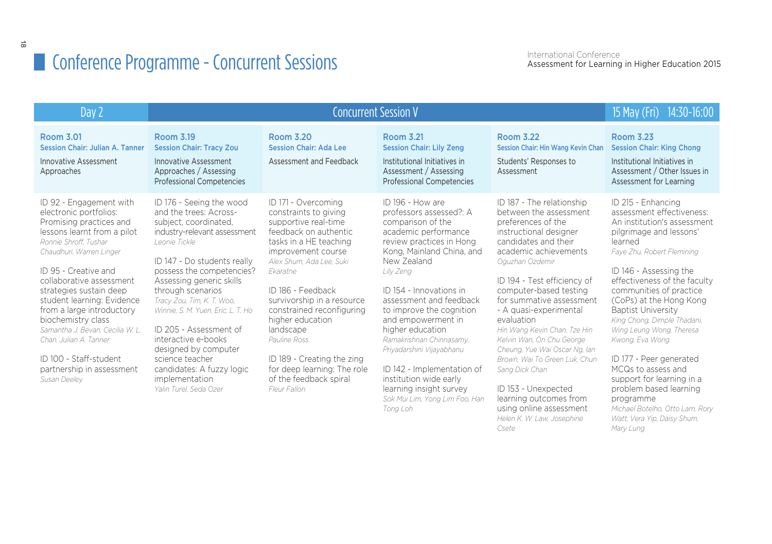# Conference Programme - Concurrent Sessions

International Conference
Assessment for Learning in Higher Education 2015

## Day 2 — Concurrent Session V — 15 May (Fri) 14:30-16:00

| Room 3.01 | Room 3.19 | Room 3.20 | Room 3.21 | Room 3.22 | Room 3.23 |
|---|---|---|---|---|---|
| **Session Chair: Julian A. Tanner** | **Session Chair: Tracy Zou** | **Session Chair: Ada Lee** | **Session Chair: Lily Zeng** | **Session Chair: Hin Wang Kevin Chan** | **Session Chair: King Chong** |
| Innovative Assessment Approaches | Innovative Assessment Approaches / Assessing Professional Competencies | Assessment and Feedback | Institutional Initiatives in Assessment / Assessing Professional Competencies | Students' Responses to Assessment | Institutional Initiatives in Assessment / Other Issues in Assessment for Learning |
| ID 92 - Engagement with electronic portfolios: Promising practices and lessons learnt from a pilot<br>*Ronnie Shroff, Tushar Chaudhuri, Warren Linger* | ID 176 - Seeing the wood and the trees: Across-subject, coordinated, industry-relevant assessment<br>*Leonie Tickle* | ID 171 - Overcoming constraints to giving supportive real-time feedback on authentic tasks in a HE teaching improvement course<br>*Alex Shum, Ada Lee, Suki Ekaratne* | ID 196 - How are professors assessed?: A comparison of the academic performance review practices in Hong Kong, Mainland China, and New Zealand<br>*Lily Zeng* | ID 187 - The relationship between the assessment preferences of the instructional designer candidates and their academic achievements<br>*Oguzhan Ozdemir* | ID 215 - Enhancing assessment effectiveness: An institution's assessment pilgrimage and lessons' learned<br>*Faye Zhu, Robert Fleming* |
| ID 95 - Creative and collaborative assessment strategies sustain deep student learning: Evidence from a large introductory biochemistry class<br>*Samantha J. Bevan, Cecilia W. L. Chan, Julian A. Tanner* | ID 147 - Do students really possess the competencies? Assessing generic skills through scenarios<br>*Tracy Zou, Tim, K. T. Woo, Winnie, S. M. Yuen, Eric, L. T. Ho* | ID 186 - Feedback survivorship in a resource constrained reconfiguring higher education landscape<br>*Pauline Ross* | ID 154 - Innovations in assessment and feedback to improve the cognition and empowerment in higher education<br>*Ramakrishnan Chinnasamy, Priyadarshini Vijayabhanu* | ID 194 - Test efficiency of computer-based testing for summative assessment - A quasi-experimental evaluation<br>*Hin Wang Kevin Chan, Tze Hin Kelvin Wan, On Chu George Cheung, Yue Wai Oscar Ng, Ian Brown, Wai To Green Luk, Chun Sang Dick Chan* | ID 146 - Assessing the effectiveness of the faculty communities of practice (CoPs) at the Hong Kong Baptist University<br>*King Chong, Dimple Thadani, Wing Leung Wong, Theresa Kwong, Eva Wong* |
| ID 100 - Staff-student partnership in assessment<br>*Susan Deeley* | ID 205 - Assessment of interactive e-books designed by computer science teacher candidates: A fuzzy logic implementation<br>*Yalın Turel, Seda Ozer* | ID 189 - Creating the zing for deep learning: The role of the feedback spiral<br>*Fleur Fallon* | ID 142 - Implementation of institution wide early learning insight survey<br>*Sok Mui Lim, Yong Lim Foo, Han Tong Loh* | ID 153 - Unexpected learning outcomes from using online assessment<br>*Helen K. W. Law, Josephine Csete* | ID 177 - Peer generated MCQs to assess and support for learning in a problem based learning programme<br>*Michael Botelho, Otto Lam, Rory Watt, Vera Yip, Daisy Shum, Mary Lung* |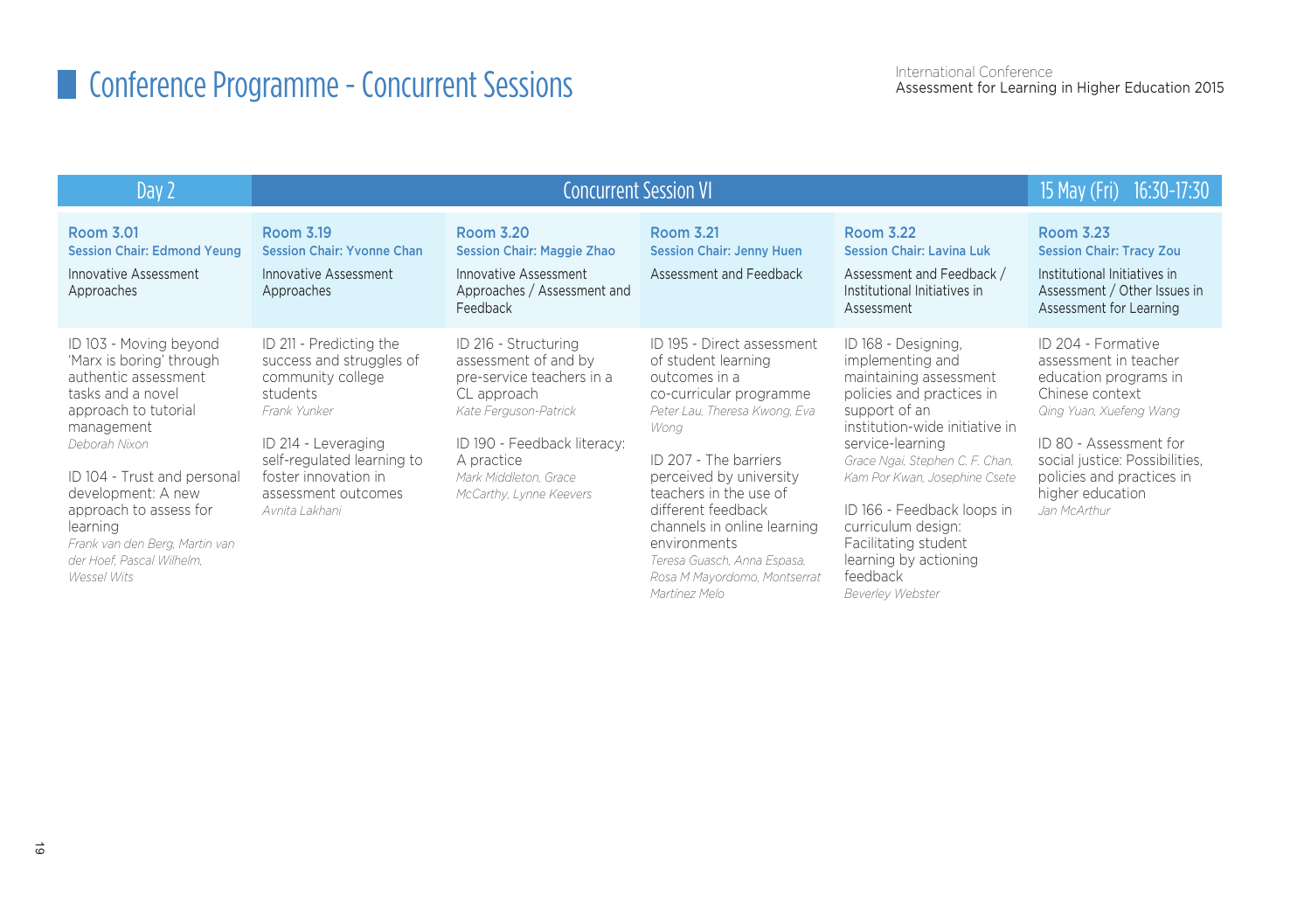# Conference Programme - Concurrent Sessions

| Day 2 | Concurrent Session VI | | | | 15 May (Fri) 16:30-17:30 |
|---|---|---|---|---|---|
| **Room 3.01**<br>**Session Chair: Edmond Yeung**<br>Innovative Assessment Approaches | **Room 3.19**<br>**Session Chair: Yvonne Chan**<br>Innovative Assessment Approaches | **Room 3.20**<br>**Session Chair: Maggie Zhao**<br>Innovative Assessment Approaches / Assessment and Feedback | **Room 3.21**<br>**Session Chair: Jenny Huen**<br>Assessment and Feedback | **Room 3.22**<br>**Session Chair: Lavina Luk**<br>Assessment and Feedback / Institutional Initiatives in Assessment | **Room 3.23**<br>**Session Chair: Tracy Zou**<br>Institutional Initiatives in Assessment / Other Issues in Assessment for Learning |
| ID 103 - Moving beyond 'Marx is boring' through authentic assessment tasks and a novel approach to tutorial management<br>*Deborah Nixon*<br><br>ID 104 - Trust and personal development: A new approach to assess for learning<br>*Frank van den Berg, Martin van der Hoef, Pascal Wilhelm, Wessel Wits* | ID 211 - Predicting the success and struggles of community college students<br>*Frank Yunker*<br><br>ID 214 - Leveraging self-regulated learning to foster innovation in assessment outcomes<br>*Avnita Lakhani* | ID 216 - Structuring assessment of and by pre-service teachers in a CL approach<br>*Kate Ferguson-Patrick*<br><br>ID 190 - Feedback literacy: A practice<br>*Mark Middleton, Grace McCarthy, Lynne Keevers* | ID 195 - Direct assessment of student learning outcomes in a co-curricular programme<br>*Peter Lau, Theresa Kwong, Eva Wong*<br><br>ID 207 - The barriers perceived by university teachers in the use of different feedback channels in online learning environments<br>*Teresa Guasch, Anna Espasa, Rosa M Mayordomo, Montserrat Martínez Melo* | ID 168 - Designing, implementing and maintaining assessment policies and practices in support of an institution-wide initiative in service-learning<br>*Grace Ngai, Stephen C. F. Chan, Kam Por Kwan, Josephine Csete*<br><br>ID 166 - Feedback loops in curriculum design: Facilitating student learning by actioning feedback<br>*Beverley Webster* | ID 204 - Formative assessment in teacher education programs in Chinese context<br>*Qing Yuan, Xuefeng Wang*<br><br>ID 80 - Assessment for social justice: Possibilities, policies and practices in higher education<br>*Jan McArthur* |